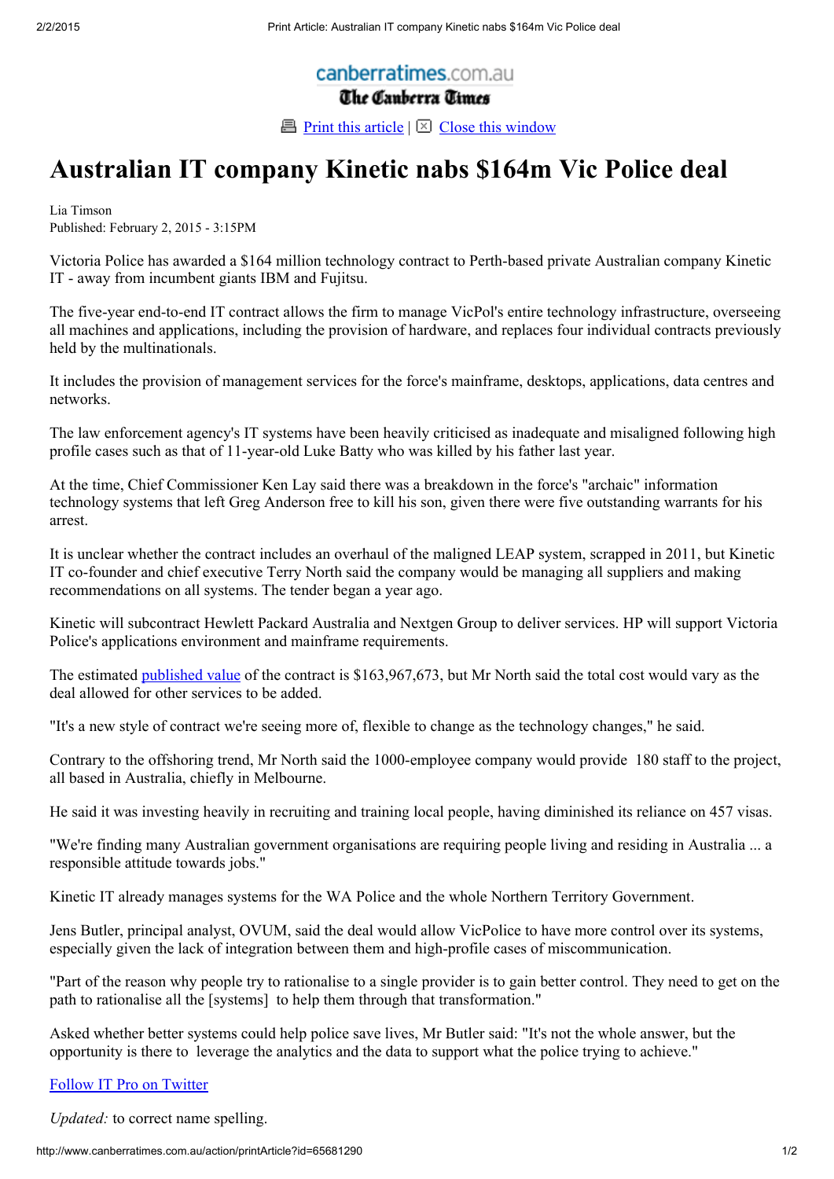canberratimes.com.au
The Canberra Times

Print this article | Close this window

# Australian IT company Kinetic nabs $164m Vic Police deal

Lia Timson
Published: February 2, 2015 - 3:15PM

Victoria Police has awarded a $164 million technology contract to Perth-based private Australian company Kinetic IT - away from incumbent giants IBM and Fujitsu.

The five-year end-to-end IT contract allows the firm to manage VicPol's entire technology infrastructure, overseeing all machines and applications, including the provision of hardware, and replaces four individual contracts previously held by the multinationals.

It includes the provision of management services for the force's mainframe, desktops, applications, data centres and networks.

The law enforcement agency's IT systems have been heavily criticised as inadequate and misaligned following high profile cases such as that of 11-year-old Luke Batty who was killed by his father last year.

At the time, Chief Commissioner Ken Lay said there was a breakdown in the force's "archaic" information technology systems that left Greg Anderson free to kill his son, given there were five outstanding warrants for his arrest.

It is unclear whether the contract includes an overhaul of the maligned LEAP system, scrapped in 2011, but Kinetic IT co-founder and chief executive Terry North said the company would be managing all suppliers and making recommendations on all systems. The tender began a year ago.

Kinetic will subcontract Hewlett Packard Australia and Nextgen Group to deliver services. HP will support Victoria Police's applications environment and mainframe requirements.

The estimated published value of the contract is $163,967,673, but Mr North said the total cost would vary as the deal allowed for other services to be added.

"It's a new style of contract we're seeing more of, flexible to change as the technology changes," he said.

Contrary to the offshoring trend, Mr North said the 1000-employee company would provide 180 staff to the project, all based in Australia, chiefly in Melbourne.

He said it was investing heavily in recruiting and training local people, having diminished its reliance on 457 visas.

"We're finding many Australian government organisations are requiring people living and residing in Australia ... a responsible attitude towards jobs."

Kinetic IT already manages systems for the WA Police and the whole Northern Territory Government.

Jens Butler, principal analyst, OVUM, said the deal would allow VicPolice to have more control over its systems, especially given the lack of integration between them and high-profile cases of miscommunication.

"Part of the reason why people try to rationalise to a single provider is to gain better control. They need to get on the path to rationalise all the [systems] to help them through that transformation."

Asked whether better systems could help police save lives, Mr Butler said: "It's not the whole answer, but the opportunity is there to leverage the analytics and the data to support what the police trying to achieve."

Follow IT Pro on Twitter

*Updated:* to correct name spelling.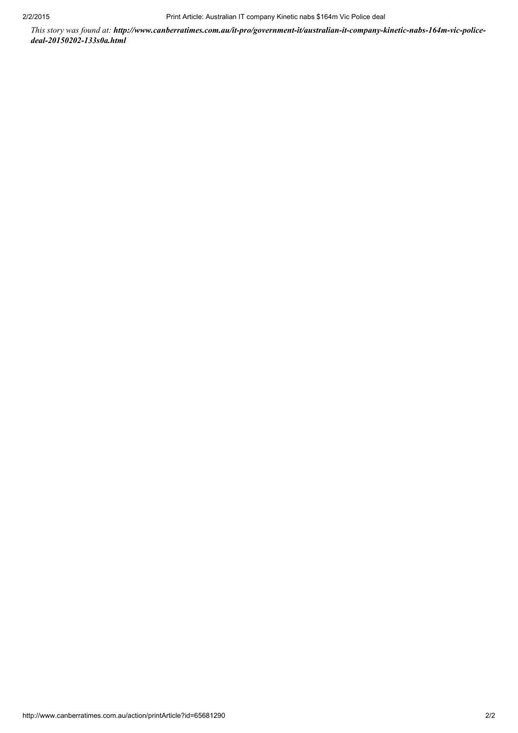*This story was found at:* ***http://www.canberratimes.com.au/it-pro/government-it/australian-it-company-kinetic-nabs-164m-vic-police-deal-20150202-133s0a.html***